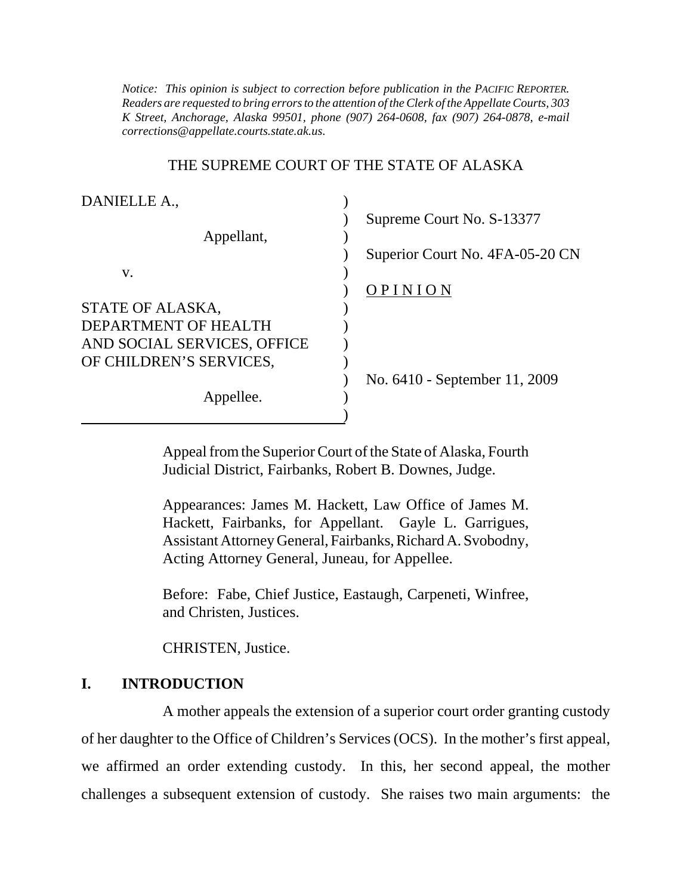*Notice: This opinion is subject to correction before publication in the PACIFIC REPORTER. Readers are requested to bring errors to the attention of the Clerk of the Appellate Courts, 303 K Street, Anchorage, Alaska 99501, phone (907) 264-0608, fax (907) 264-0878, e-mail corrections@appellate.courts.state.ak.us.*

THE SUPREME COURT OF THE STATE OF ALASKA

DANIELLE A.,

Appellant,

v.

STATE OF ALASKA, DEPARTMENT OF HEALTH AND SOCIAL SERVICES, OFFICE OF CHILDREN'S SERVICES,

Appellee.

Supreme Court No. S-13377

Superior Court No. 4FA-05-20 CN

O P I N I O N

No. 6410 - September 11, 2009

Appeal from the Superior Court of the State of Alaska, Fourth Judicial District, Fairbanks, Robert B. Downes, Judge.

Appearances: James M. Hackett, Law Office of James M. Hackett, Fairbanks, for Appellant. Gayle L. Garrigues, Assistant Attorney General, Fairbanks, Richard A. Svobodny, Acting Attorney General, Juneau, for Appellee.

Before: Fabe, Chief Justice, Eastaugh, Carpeneti, Winfree, and Christen, Justices.

CHRISTEN, Justice.

## I. INTRODUCTION

A mother appeals the extension of a superior court order granting custody of her daughter to the Office of Children's Services (OCS). In the mother's first appeal, we affirmed an order extending custody. In this, her second appeal, the mother challenges a subsequent extension of custody. She raises two main arguments: the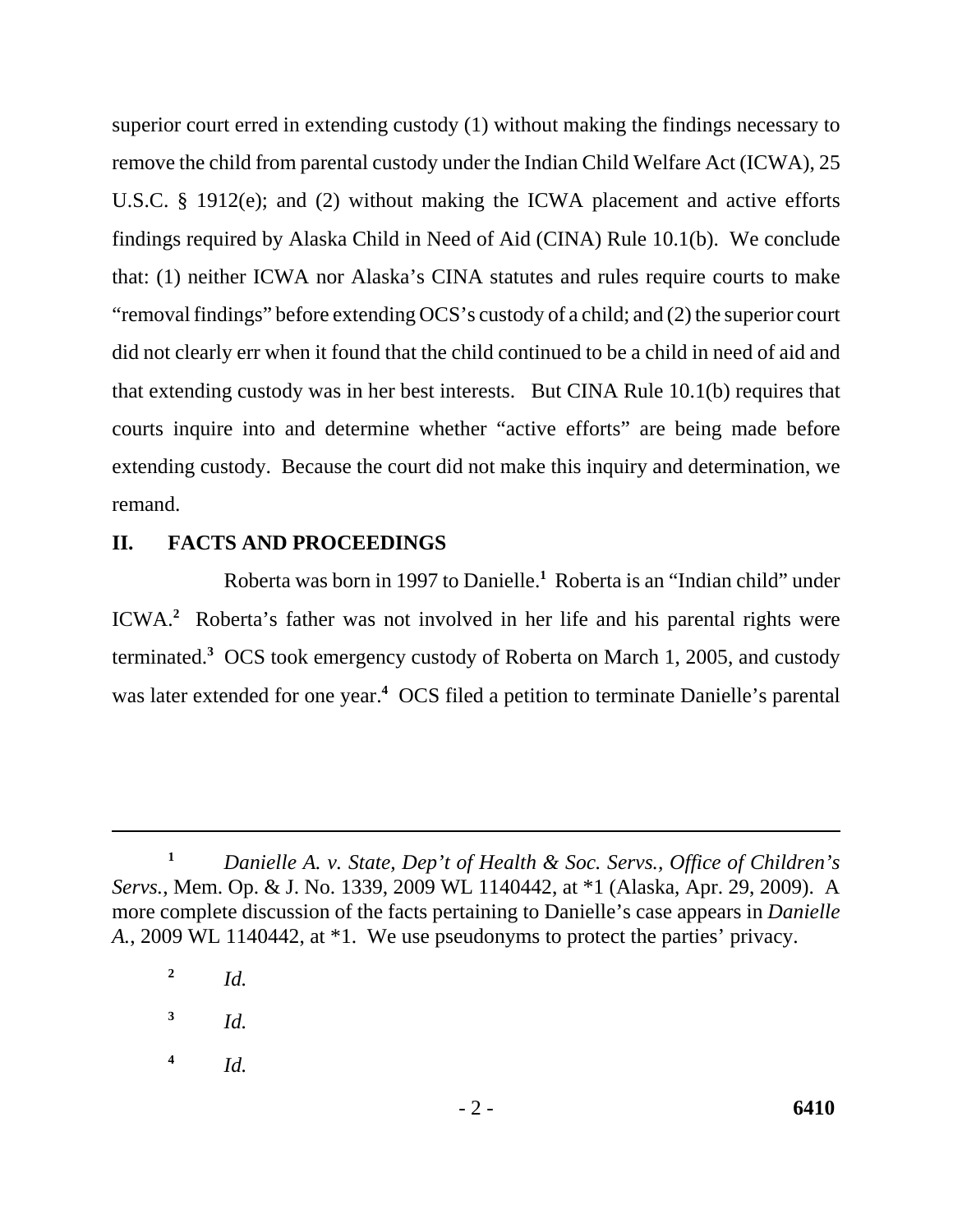superior court erred in extending custody (1) without making the findings necessary to remove the child from parental custody under the Indian Child Welfare Act (ICWA), 25 U.S.C. § 1912(e); and (2) without making the ICWA placement and active efforts findings required by Alaska Child in Need of Aid (CINA) Rule 10.1(b). We conclude that: (1) neither ICWA nor Alaska's CINA statutes and rules require courts to make "removal findings" before extending OCS's custody of a child; and (2) the superior court did not clearly err when it found that the child continued to be a child in need of aid and that extending custody was in her best interests. But CINA Rule 10.1(b) requires that courts inquire into and determine whether "active efforts" are being made before extending custody. Because the court did not make this inquiry and determination, we remand.

## II. FACTS AND PROCEEDINGS

Roberta was born in 1997 to Danielle.[1] Roberta is an "Indian child" under ICWA.[2] Roberta's father was not involved in her life and his parental rights were terminated.[3] OCS took emergency custody of Roberta on March 1, 2005, and custody was later extended for one year.[4] OCS filed a petition to terminate Danielle's parental

---

[1] *Danielle A. v. State, Dep't of Health & Soc. Servs., Office of Children's Servs.*, Mem. Op. & J. No. 1339, 2009 WL 1140442, at *1 (Alaska, Apr. 29, 2009). A more complete discussion of the facts pertaining to Danielle's case appears in *Danielle A.*, 2009 WL 1140442, at *1. We use pseudonyms to protect the parties' privacy.

[2] *Id.*

[3] *Id.*

[4] *Id.*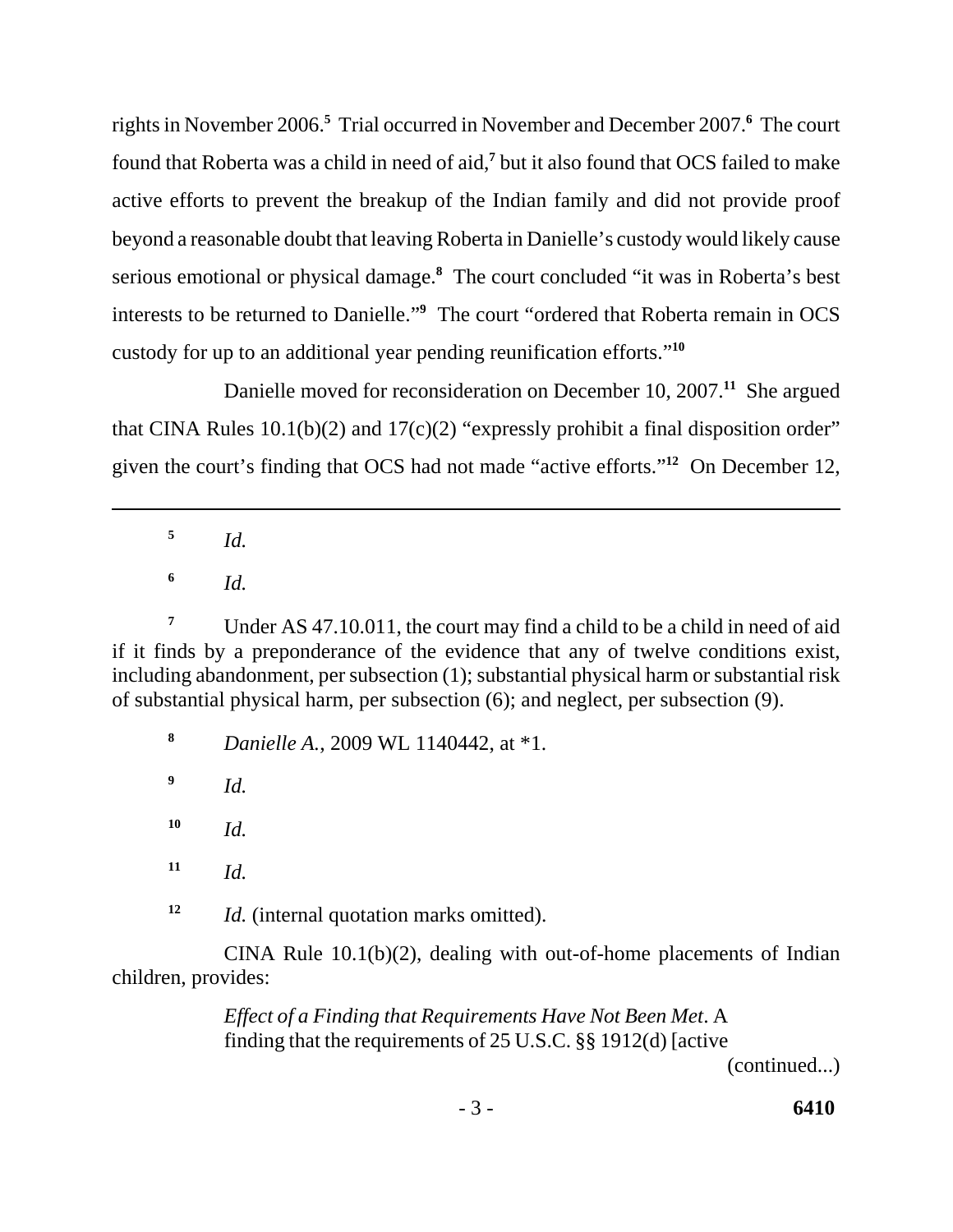rights in November 2006.[5] Trial occurred in November and December 2007.[6] The court found that Roberta was a child in need of aid,[7] but it also found that OCS failed to make active efforts to prevent the breakup of the Indian family and did not provide proof beyond a reasonable doubt that leaving Roberta in Danielle's custody would likely cause serious emotional or physical damage.[8] The court concluded "it was in Roberta's best interests to be returned to Danielle."[9] The court "ordered that Roberta remain in OCS custody for up to an additional year pending reunification efforts."[10]

Danielle moved for reconsideration on December 10, 2007.[11] She argued that CINA Rules 10.1(b)(2) and 17(c)(2) "expressly prohibit a final disposition order" given the court's finding that OCS had not made "active efforts."[12] On December 12,

---

[5] *Id.*

[6] *Id.*

[7] Under AS 47.10.011, the court may find a child to be a child in need of aid if it finds by a preponderance of the evidence that any of twelve conditions exist, including abandonment, per subsection (1); substantial physical harm or substantial risk of substantial physical harm, per subsection (6); and neglect, per subsection (9).

[8] *Danielle A.*, 2009 WL 1140442, at *1.

[9] *Id.*

[10] *Id.*

[11] *Id.*

[12] *Id.* (internal quotation marks omitted).

CINA Rule 10.1(b)(2), dealing with out-of-home placements of Indian children, provides:

> *Effect of a Finding that Requirements Have Not Been Met*. A finding that the requirements of 25 U.S.C. §§ 1912(d) [active

(continued...)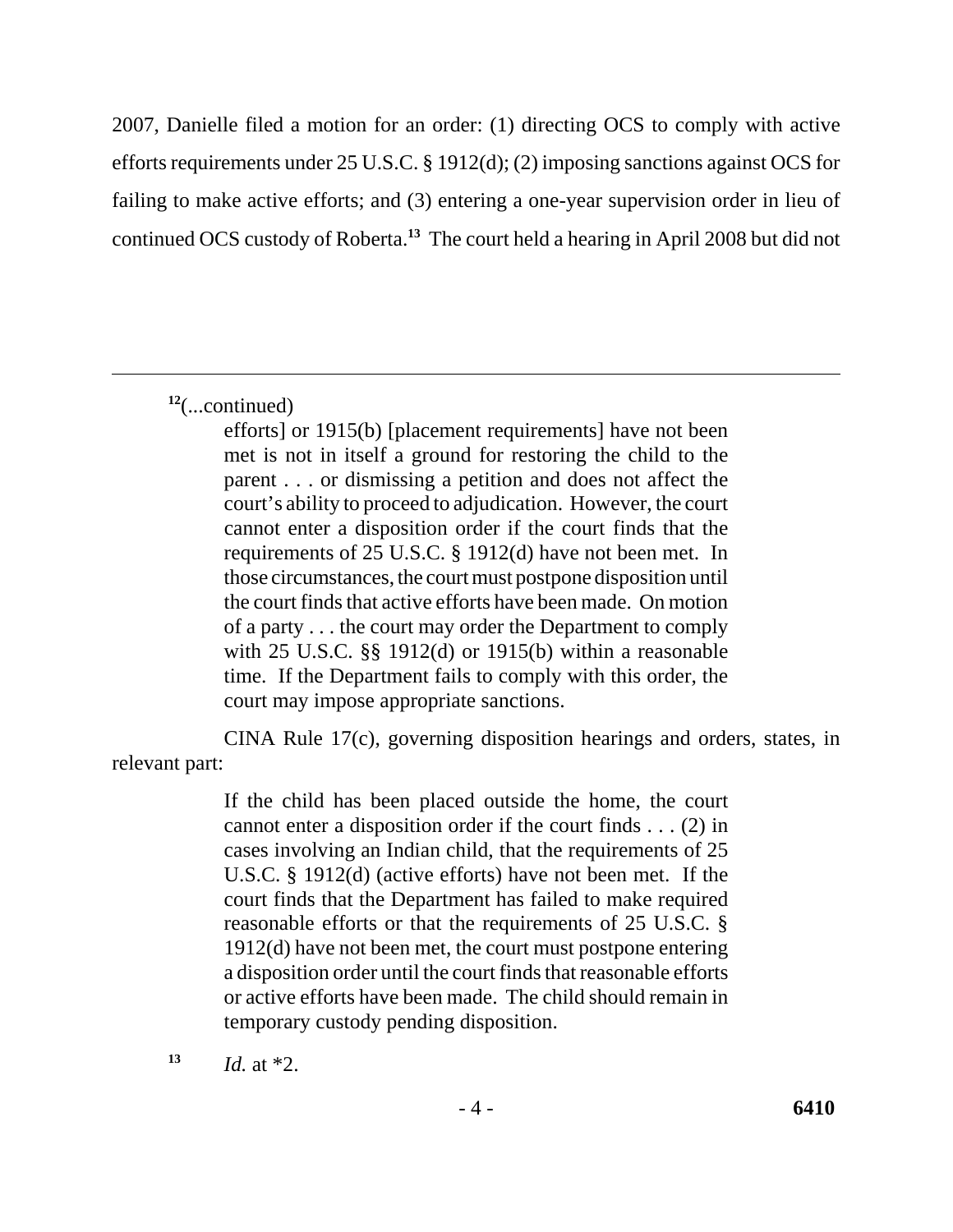2007, Danielle filed a motion for an order: (1) directing OCS to comply with active efforts requirements under 25 U.S.C. § 1912(d); (2) imposing sanctions against OCS for failing to make active efforts; and (3) entering a one-year supervision order in lieu of continued OCS custody of Roberta.[13] The court held a hearing in April 2008 but did not

---

[12](...continued)

> efforts] or 1915(b) [placement requirements] have not been met is not in itself a ground for restoring the child to the parent . . . or dismissing a petition and does not affect the court's ability to proceed to adjudication. However, the court cannot enter a disposition order if the court finds that the requirements of 25 U.S.C. § 1912(d) have not been met. In those circumstances, the court must postpone disposition until the court finds that active efforts have been made. On motion of a party . . . the court may order the Department to comply with 25 U.S.C. §§ 1912(d) or 1915(b) within a reasonable time. If the Department fails to comply with this order, the court may impose appropriate sanctions.

CINA Rule 17(c), governing disposition hearings and orders, states, in relevant part:

> If the child has been placed outside the home, the court cannot enter a disposition order if the court finds . . . (2) in cases involving an Indian child, that the requirements of 25 U.S.C. § 1912(d) (active efforts) have not been met. If the court finds that the Department has failed to make required reasonable efforts or that the requirements of 25 U.S.C. § 1912(d) have not been met, the court must postpone entering a disposition order until the court finds that reasonable efforts or active efforts have been made. The child should remain in temporary custody pending disposition.

[13] *Id.* at *2.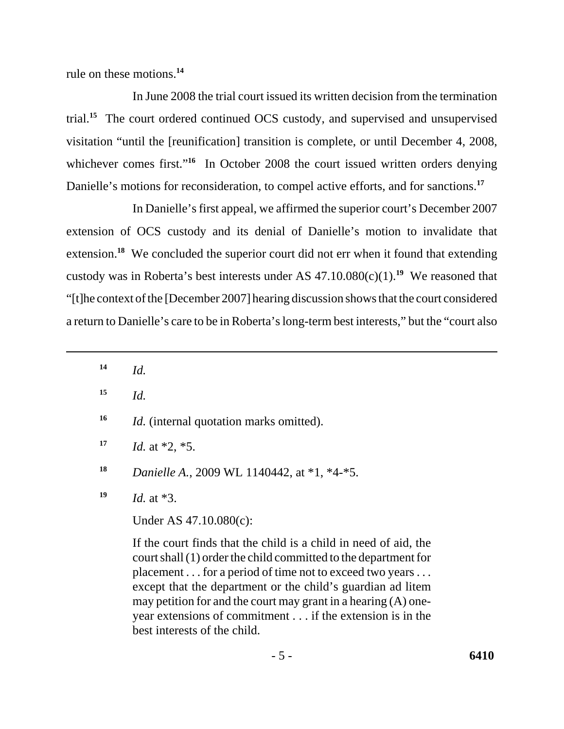rule on these motions.[14]

In June 2008 the trial court issued its written decision from the termination trial.[15] The court ordered continued OCS custody, and supervised and unsupervised visitation "until the [reunification] transition is complete, or until December 4, 2008, whichever comes first."[16] In October 2008 the court issued written orders denying Danielle's motions for reconsideration, to compel active efforts, and for sanctions.[17]

In Danielle's first appeal, we affirmed the superior court's December 2007 extension of OCS custody and its denial of Danielle's motion to invalidate that extension.[18] We concluded the superior court did not err when it found that extending custody was in Roberta's best interests under AS 47.10.080(c)(1).[19] We reasoned that "[t]he context of the [December 2007] hearing discussion shows that the court considered a return to Danielle's care to be in Roberta's long-term best interests," but the "court also

---

[14] *Id.*

[15] *Id.*

[16] *Id.* (internal quotation marks omitted).

[17] *Id.* at *2, *5.

[18] *Danielle A.*, 2009 WL 1140442, at *1, *4-*5.

[19] *Id.* at *3.

Under AS 47.10.080(c):

> If the court finds that the child is a child in need of aid, the court shall (1) order the child committed to the department for placement . . . for a period of time not to exceed two years . . . except that the department or the child's guardian ad litem may petition for and the court may grant in a hearing (A) one-year extensions of commitment . . . if the extension is in the best interests of the child.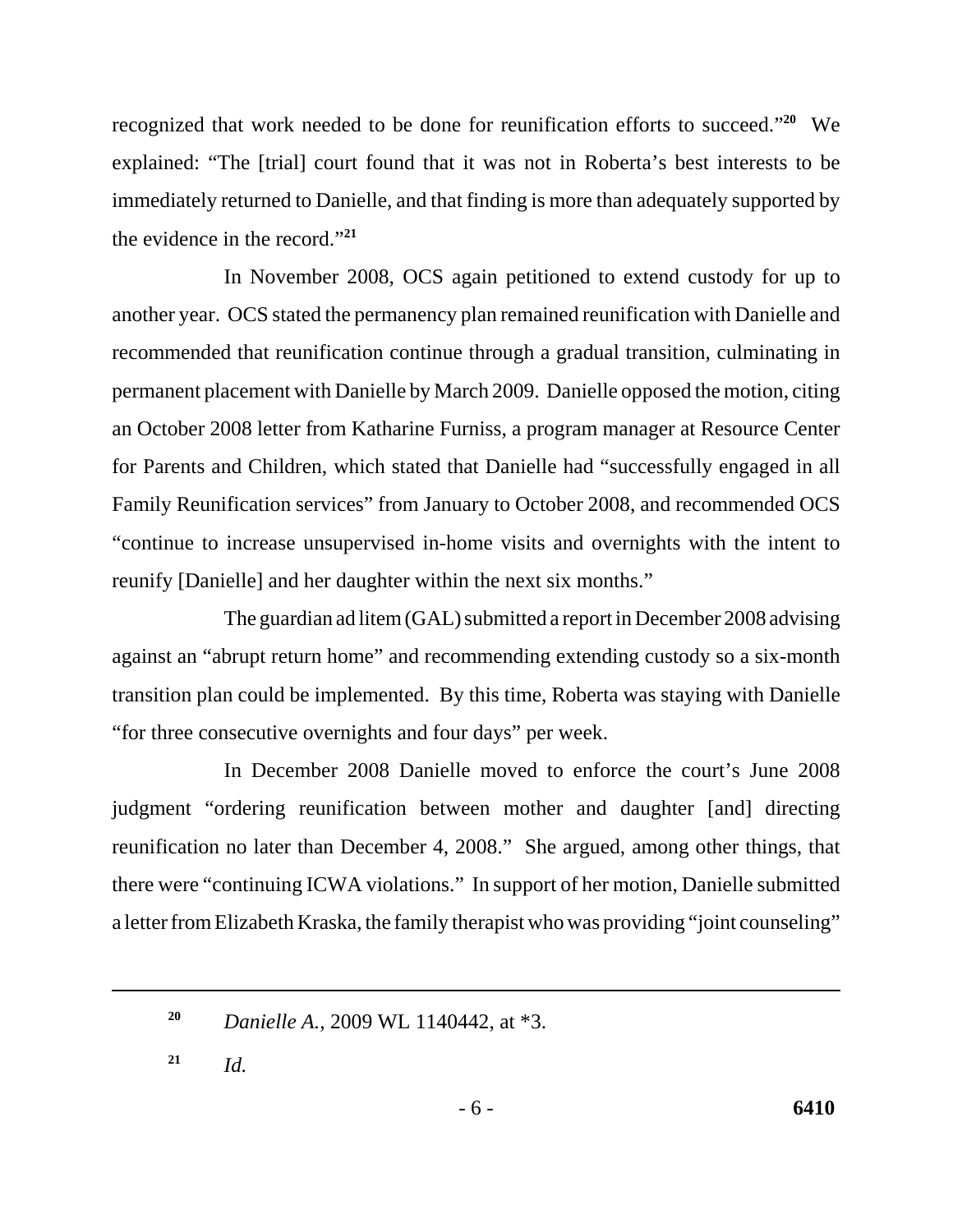recognized that work needed to be done for reunification efforts to succeed."[20] We explained: "The [trial] court found that it was not in Roberta's best interests to be immediately returned to Danielle, and that finding is more than adequately supported by the evidence in the record."[21]

In November 2008, OCS again petitioned to extend custody for up to another year. OCS stated the permanency plan remained reunification with Danielle and recommended that reunification continue through a gradual transition, culminating in permanent placement with Danielle by March 2009. Danielle opposed the motion, citing an October 2008 letter from Katharine Furniss, a program manager at Resource Center for Parents and Children, which stated that Danielle had "successfully engaged in all Family Reunification services" from January to October 2008, and recommended OCS "continue to increase unsupervised in-home visits and overnights with the intent to reunify [Danielle] and her daughter within the next six months."

The guardian ad litem (GAL) submitted a report in December 2008 advising against an "abrupt return home" and recommending extending custody so a six-month transition plan could be implemented. By this time, Roberta was staying with Danielle "for three consecutive overnights and four days" per week.

In December 2008 Danielle moved to enforce the court's June 2008 judgment "ordering reunification between mother and daughter [and] directing reunification no later than December 4, 2008." She argued, among other things, that there were "continuing ICWA violations." In support of her motion, Danielle submitted a letter from Elizabeth Kraska, the family therapist who was providing "joint counseling"

---

[20] *Danielle A.*, 2009 WL 1140442, at *3.

[21] *Id.*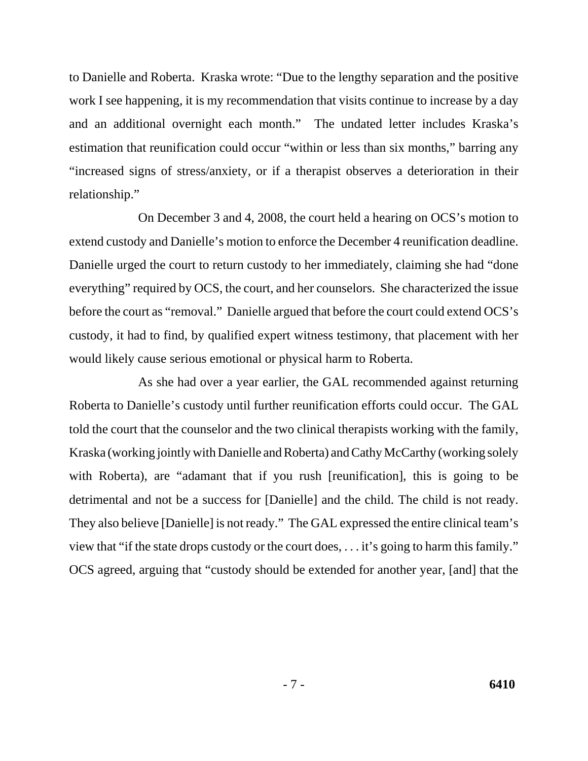to Danielle and Roberta. Kraska wrote: "Due to the lengthy separation and the positive work I see happening, it is my recommendation that visits continue to increase by a day and an additional overnight each month." The undated letter includes Kraska's estimation that reunification could occur "within or less than six months," barring any "increased signs of stress/anxiety, or if a therapist observes a deterioration in their relationship."

On December 3 and 4, 2008, the court held a hearing on OCS's motion to extend custody and Danielle's motion to enforce the December 4 reunification deadline. Danielle urged the court to return custody to her immediately, claiming she had "done everything" required by OCS, the court, and her counselors. She characterized the issue before the court as "removal." Danielle argued that before the court could extend OCS's custody, it had to find, by qualified expert witness testimony, that placement with her would likely cause serious emotional or physical harm to Roberta.

As she had over a year earlier, the GAL recommended against returning Roberta to Danielle's custody until further reunification efforts could occur. The GAL told the court that the counselor and the two clinical therapists working with the family, Kraska (working jointly with Danielle and Roberta) and Cathy McCarthy (working solely with Roberta), are "adamant that if you rush [reunification], this is going to be detrimental and not be a success for [Danielle] and the child. The child is not ready. They also believe [Danielle] is not ready." The GAL expressed the entire clinical team's view that "if the state drops custody or the court does, . . . it's going to harm this family." OCS agreed, arguing that "custody should be extended for another year, [and] that the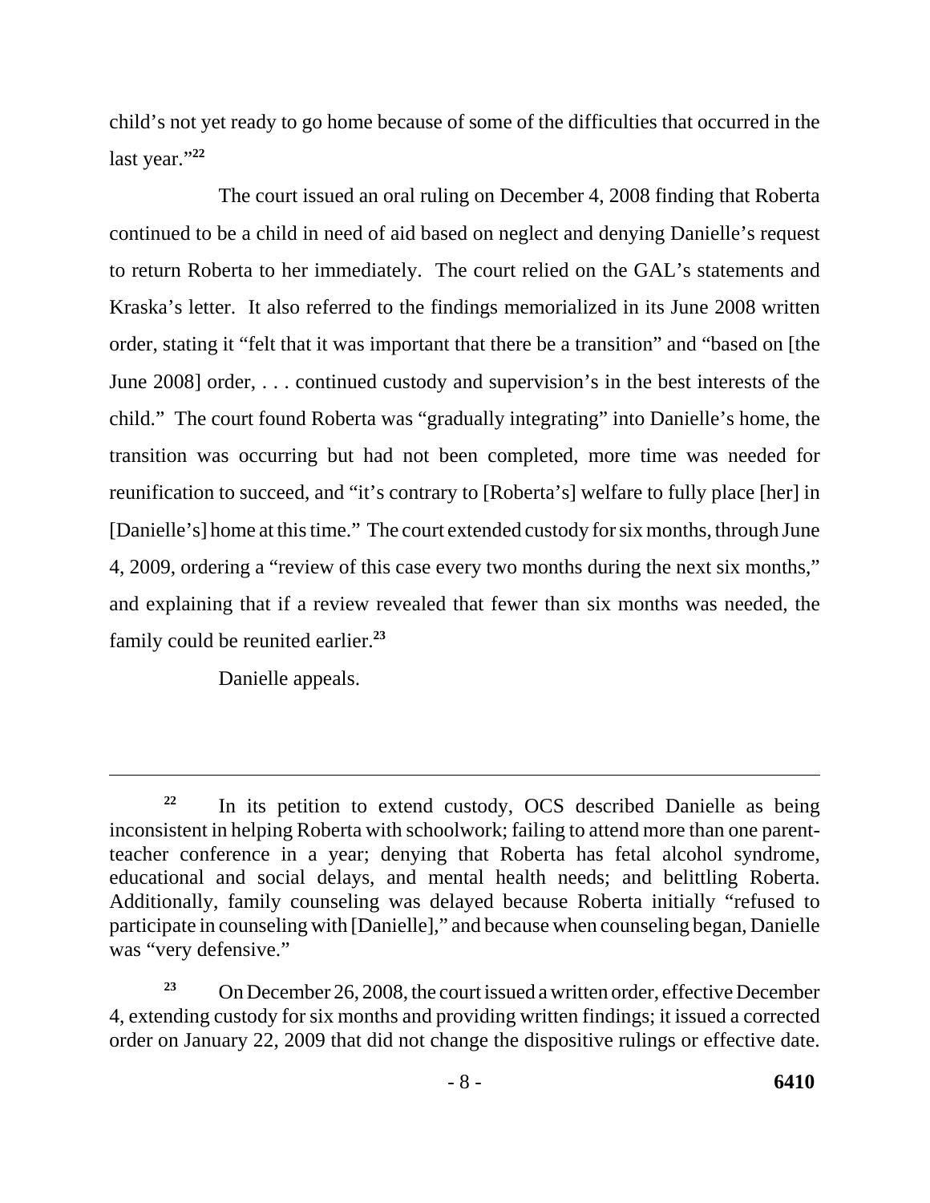child's not yet ready to go home because of some of the difficulties that occurred in the last year."[22]

The court issued an oral ruling on December 4, 2008 finding that Roberta continued to be a child in need of aid based on neglect and denying Danielle's request to return Roberta to her immediately. The court relied on the GAL's statements and Kraska's letter. It also referred to the findings memorialized in its June 2008 written order, stating it "felt that it was important that there be a transition" and "based on [the June 2008] order, . . . continued custody and supervision's in the best interests of the child." The court found Roberta was "gradually integrating" into Danielle's home, the transition was occurring but had not been completed, more time was needed for reunification to succeed, and "it's contrary to [Roberta's] welfare to fully place [her] in [Danielle's] home at this time." The court extended custody for six months, through June 4, 2009, ordering a "review of this case every two months during the next six months," and explaining that if a review revealed that fewer than six months was needed, the family could be reunited earlier.[23]

Danielle appeals.

---

[22] In its petition to extend custody, OCS described Danielle as being inconsistent in helping Roberta with schoolwork; failing to attend more than one parent-teacher conference in a year; denying that Roberta has fetal alcohol syndrome, educational and social delays, and mental health needs; and belittling Roberta. Additionally, family counseling was delayed because Roberta initially "refused to participate in counseling with [Danielle]," and because when counseling began, Danielle was "very defensive."

[23] On December 26, 2008, the court issued a written order, effective December 4, extending custody for six months and providing written findings; it issued a corrected order on January 22, 2009 that did not change the dispositive rulings or effective date.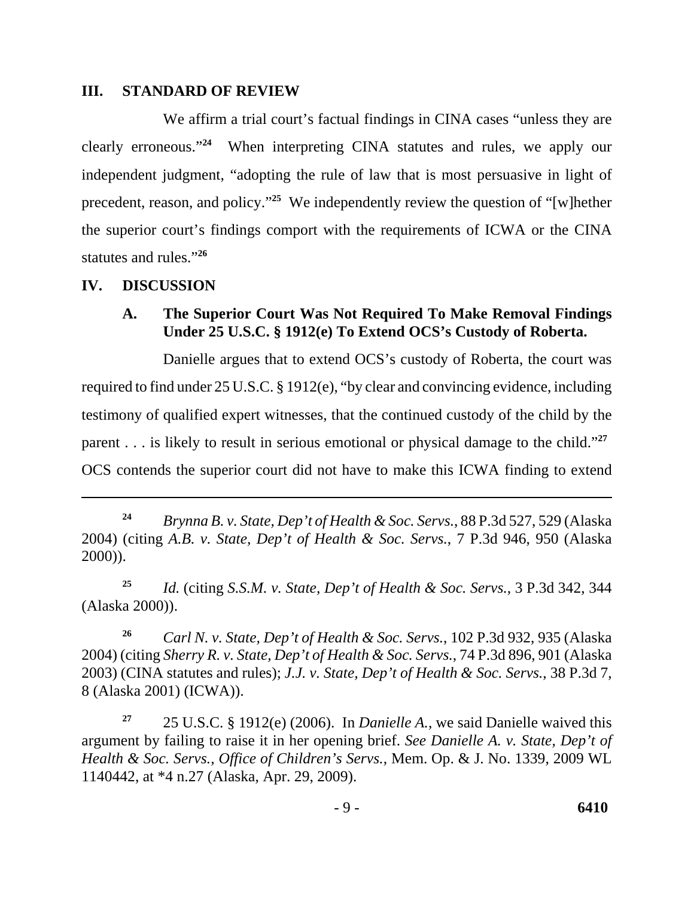## III. STANDARD OF REVIEW

We affirm a trial court's factual findings in CINA cases "unless they are clearly erroneous."[24] When interpreting CINA statutes and rules, we apply our independent judgment, "adopting the rule of law that is most persuasive in light of precedent, reason, and policy."[25] We independently review the question of "[w]hether the superior court's findings comport with the requirements of ICWA or the CINA statutes and rules."[26]

## IV. DISCUSSION

### A. The Superior Court Was Not Required To Make Removal Findings Under 25 U.S.C. § 1912(e) To Extend OCS's Custody of Roberta.

Danielle argues that to extend OCS's custody of Roberta, the court was required to find under 25 U.S.C. § 1912(e), "by clear and convincing evidence, including testimony of qualified expert witnesses, that the continued custody of the child by the parent . . . is likely to result in serious emotional or physical damage to the child."[27] OCS contends the superior court did not have to make this ICWA finding to extend

---

[24] *Brynna B. v. State, Dep't of Health & Soc. Servs.*, 88 P.3d 527, 529 (Alaska 2004) (citing *A.B. v. State, Dep't of Health & Soc. Servs.*, 7 P.3d 946, 950 (Alaska 2000)).

[25] *Id.* (citing *S.S.M. v. State, Dep't of Health & Soc. Servs.*, 3 P.3d 342, 344 (Alaska 2000)).

[26] *Carl N. v. State, Dep't of Health & Soc. Servs.*, 102 P.3d 932, 935 (Alaska 2004) (citing *Sherry R. v. State, Dep't of Health & Soc. Servs.*, 74 P.3d 896, 901 (Alaska 2003) (CINA statutes and rules); *J.J. v. State, Dep't of Health & Soc. Servs.*, 38 P.3d 7, 8 (Alaska 2001) (ICWA)).

[27] 25 U.S.C. § 1912(e) (2006). In *Danielle A.*, we said Danielle waived this argument by failing to raise it in her opening brief. *See Danielle A. v. State, Dep't of Health & Soc. Servs., Office of Children's Servs.*, Mem. Op. & J. No. 1339, 2009 WL 1140442, at *4 n.27 (Alaska, Apr. 29, 2009).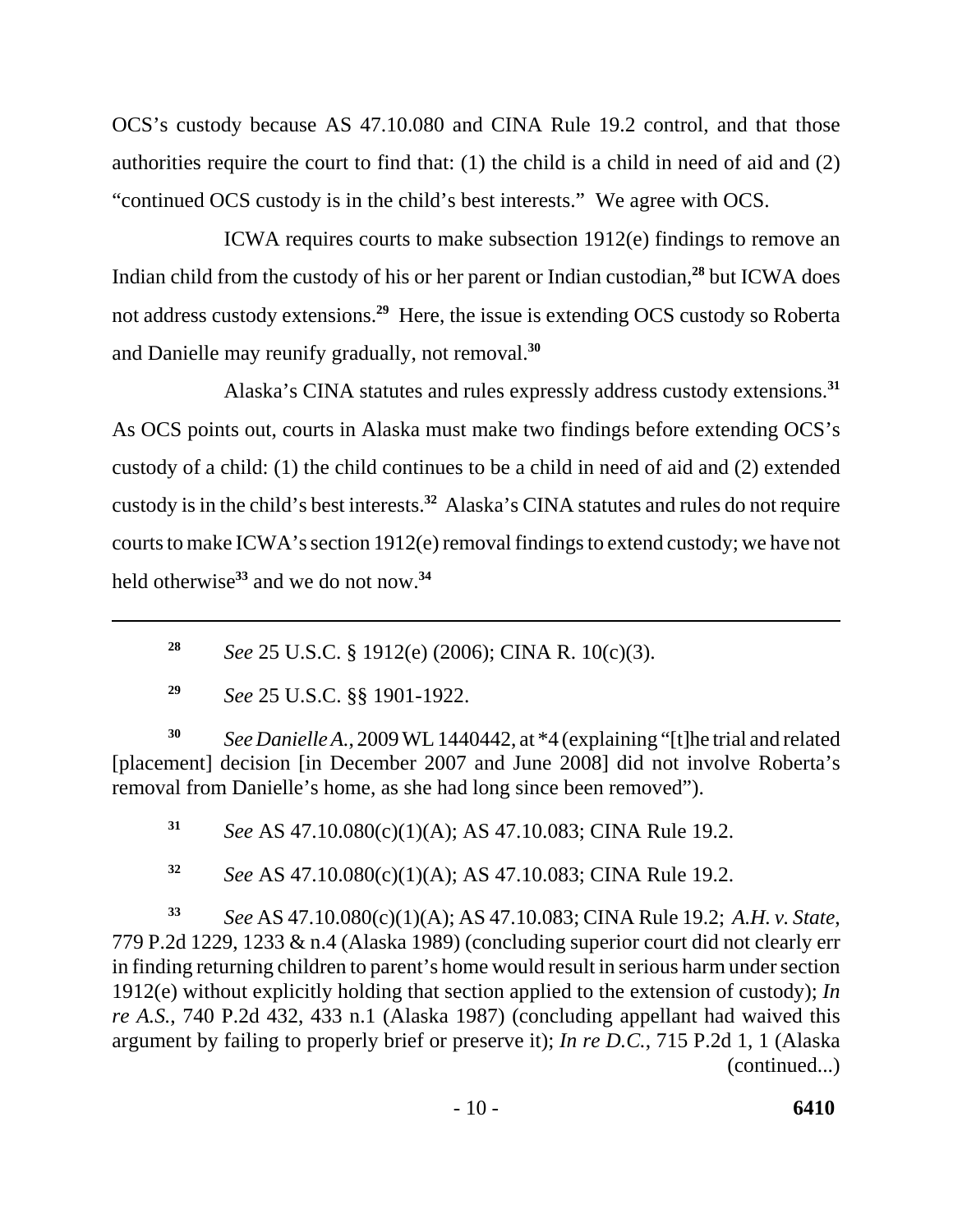OCS's custody because AS 47.10.080 and CINA Rule 19.2 control, and that those authorities require the court to find that: (1) the child is a child in need of aid and (2) "continued OCS custody is in the child's best interests." We agree with OCS.

ICWA requires courts to make subsection 1912(e) findings to remove an Indian child from the custody of his or her parent or Indian custodian,[28] but ICWA does not address custody extensions.[29] Here, the issue is extending OCS custody so Roberta and Danielle may reunify gradually, not removal.[30]

Alaska's CINA statutes and rules expressly address custody extensions.[31] As OCS points out, courts in Alaska must make two findings before extending OCS's custody of a child: (1) the child continues to be a child in need of aid and (2) extended custody is in the child's best interests.[32] Alaska's CINA statutes and rules do not require courts to make ICWA's section 1912(e) removal findings to extend custody; we have not held otherwise[33] and we do not now.[34]

---

[28] *See* 25 U.S.C. § 1912(e) (2006); CINA R. 10(c)(3).

[29] *See* 25 U.S.C. §§ 1901-1922.

[30] *See Danielle A.*, 2009 WL 1440442, at *4 (explaining "[t]he trial and related [placement] decision [in December 2007 and June 2008] did not involve Roberta's removal from Danielle's home, as she had long since been removed").

[31] *See* AS 47.10.080(c)(1)(A); AS 47.10.083; CINA Rule 19.2.

[32] *See* AS 47.10.080(c)(1)(A); AS 47.10.083; CINA Rule 19.2.

[33] *See* AS 47.10.080(c)(1)(A); AS 47.10.083; CINA Rule 19.2; *A.H. v. State*, 779 P.2d 1229, 1233 & n.4 (Alaska 1989) (concluding superior court did not clearly err in finding returning children to parent's home would result in serious harm under section 1912(e) without explicitly holding that section applied to the extension of custody); *In re A.S.*, 740 P.2d 432, 433 n.1 (Alaska 1987) (concluding appellant had waived this argument by failing to properly brief or preserve it); *In re D.C.*, 715 P.2d 1, 1 (Alaska (continued...)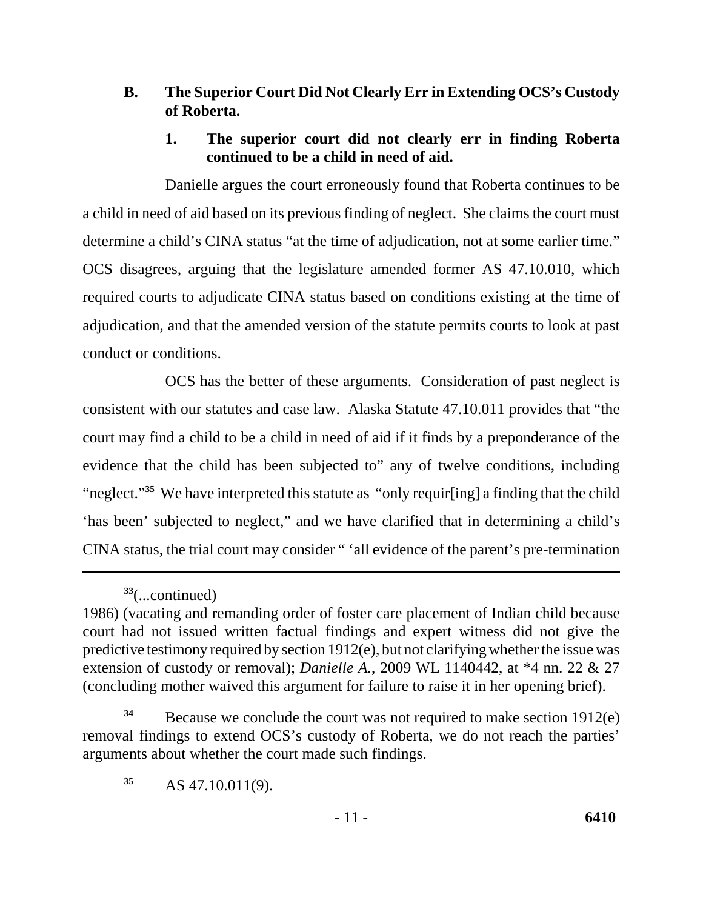### B. The Superior Court Did Not Clearly Err in Extending OCS's Custody of Roberta.

#### 1. The superior court did not clearly err in finding Roberta continued to be a child in need of aid.

Danielle argues the court erroneously found that Roberta continues to be a child in need of aid based on its previous finding of neglect. She claims the court must determine a child's CINA status "at the time of adjudication, not at some earlier time." OCS disagrees, arguing that the legislature amended former AS 47.10.010, which required courts to adjudicate CINA status based on conditions existing at the time of adjudication, and that the amended version of the statute permits courts to look at past conduct or conditions.

OCS has the better of these arguments. Consideration of past neglect is consistent with our statutes and case law. Alaska Statute 47.10.011 provides that "the court may find a child to be a child in need of aid if it finds by a preponderance of the evidence that the child has been subjected to" any of twelve conditions, including "neglect."[35] We have interpreted this statute as "only requir[ing] a finding that the child 'has been' subjected to neglect," and we have clarified that in determining a child's CINA status, the trial court may consider " 'all evidence of the parent's pre-termination

---

[33](...continued)
1986) (vacating and remanding order of foster care placement of Indian child because court had not issued written factual findings and expert witness did not give the predictive testimony required by section 1912(e), but not clarifying whether the issue was extension of custody or removal); *Danielle A.*, 2009 WL 1140442, at *4 nn. 22 & 27 (concluding mother waived this argument for failure to raise it in her opening brief).

[34] Because we conclude the court was not required to make section 1912(e) removal findings to extend OCS's custody of Roberta, we do not reach the parties' arguments about whether the court made such findings.

[35] AS 47.10.011(9).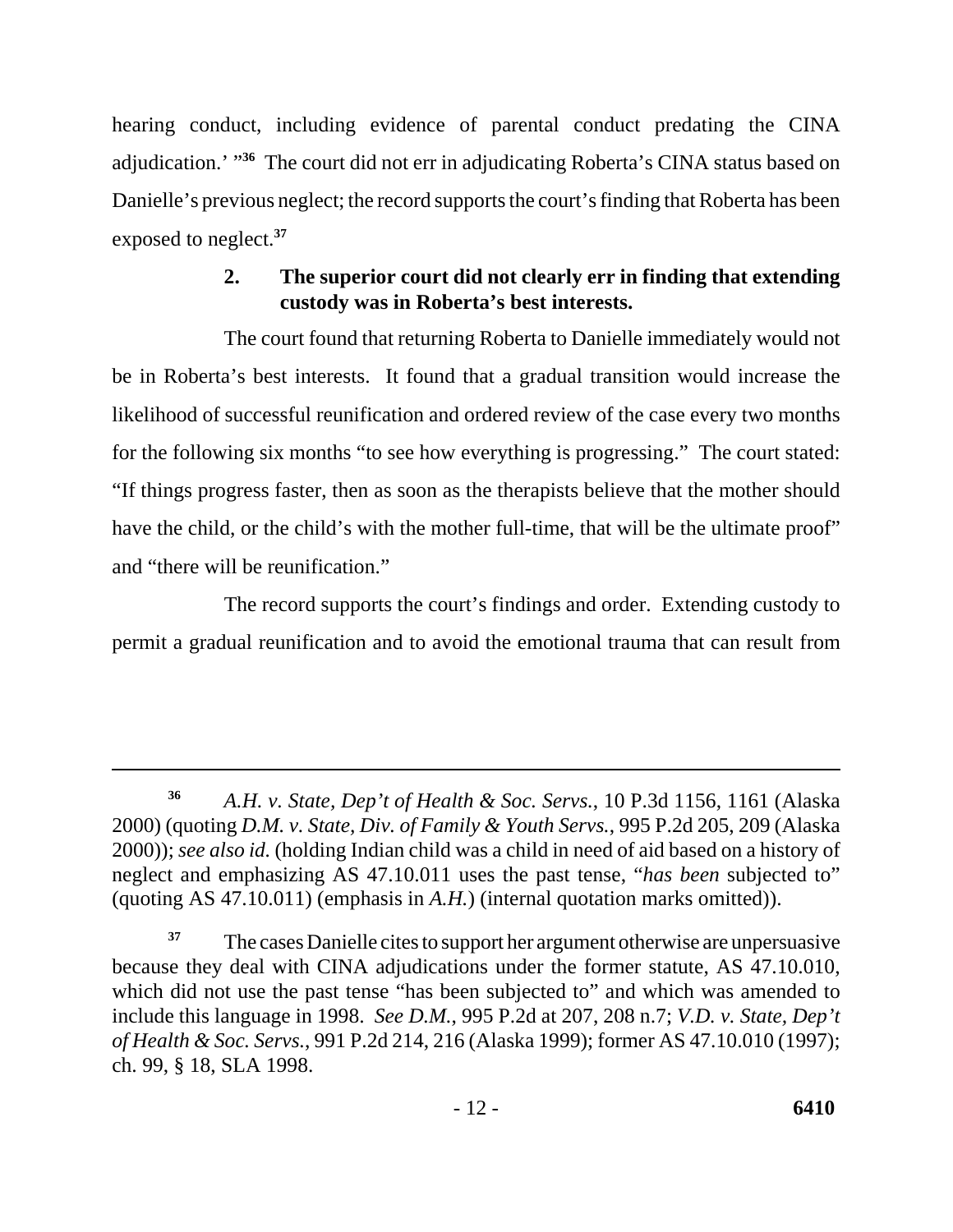hearing conduct, including evidence of parental conduct predating the CINA adjudication.' "[36] The court did not err in adjudicating Roberta's CINA status based on Danielle's previous neglect; the record supports the court's finding that Roberta has been exposed to neglect.[37]

### 2. The superior court did not clearly err in finding that extending custody was in Roberta's best interests.

The court found that returning Roberta to Danielle immediately would not be in Roberta's best interests. It found that a gradual transition would increase the likelihood of successful reunification and ordered review of the case every two months for the following six months "to see how everything is progressing." The court stated: "If things progress faster, then as soon as the therapists believe that the mother should have the child, or the child's with the mother full-time, that will be the ultimate proof" and "there will be reunification."

The record supports the court's findings and order. Extending custody to permit a gradual reunification and to avoid the emotional trauma that can result from

---

[36] *A.H. v. State, Dep't of Health & Soc. Servs.*, 10 P.3d 1156, 1161 (Alaska 2000) (quoting *D.M. v. State, Div. of Family & Youth Servs.*, 995 P.2d 205, 209 (Alaska 2000)); *see also id.* (holding Indian child was a child in need of aid based on a history of neglect and emphasizing AS 47.10.011 uses the past tense, "*has been* subjected to" (quoting AS 47.10.011) (emphasis in *A.H.*) (internal quotation marks omitted)).

[37] The cases Danielle cites to support her argument otherwise are unpersuasive because they deal with CINA adjudications under the former statute, AS 47.10.010, which did not use the past tense "has been subjected to" and which was amended to include this language in 1998. *See D.M.*, 995 P.2d at 207, 208 n.7; *V.D. v. State, Dep't of Health & Soc. Servs.*, 991 P.2d 214, 216 (Alaska 1999); former AS 47.10.010 (1997); ch. 99, § 18, SLA 1998.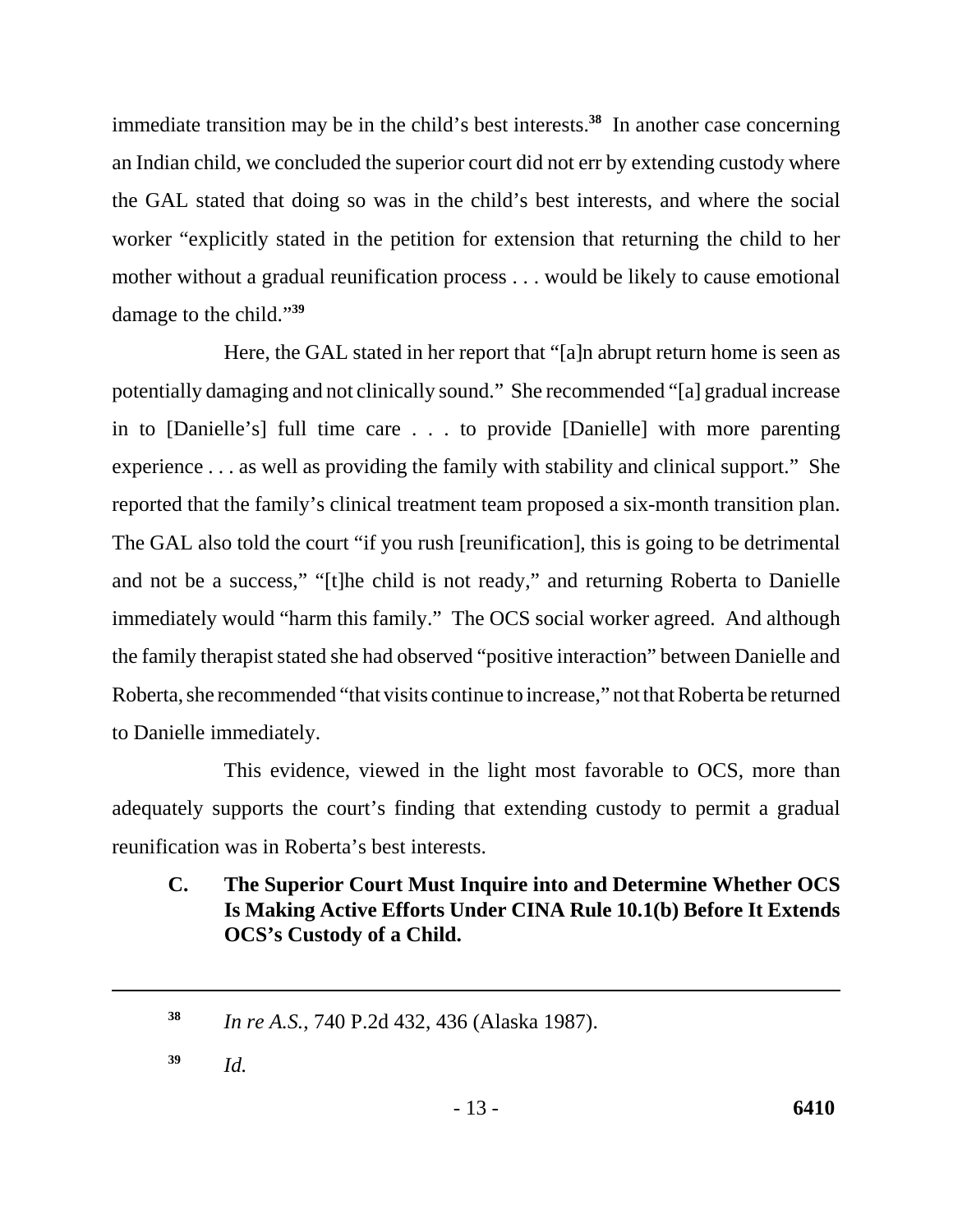immediate transition may be in the child's best interests.[38] In another case concerning an Indian child, we concluded the superior court did not err by extending custody where the GAL stated that doing so was in the child's best interests, and where the social worker "explicitly stated in the petition for extension that returning the child to her mother without a gradual reunification process . . . would be likely to cause emotional damage to the child."[39]

Here, the GAL stated in her report that "[a]n abrupt return home is seen as potentially damaging and not clinically sound." She recommended "[a] gradual increase in to [Danielle's] full time care . . . to provide [Danielle] with more parenting experience . . . as well as providing the family with stability and clinical support." She reported that the family's clinical treatment team proposed a six-month transition plan. The GAL also told the court "if you rush [reunification], this is going to be detrimental and not be a success," "[t]he child is not ready," and returning Roberta to Danielle immediately would "harm this family." The OCS social worker agreed. And although the family therapist stated she had observed "positive interaction" between Danielle and Roberta, she recommended "that visits continue to increase," not that Roberta be returned to Danielle immediately.

This evidence, viewed in the light most favorable to OCS, more than adequately supports the court's finding that extending custody to permit a gradual reunification was in Roberta's best interests.

### C. The Superior Court Must Inquire into and Determine Whether OCS Is Making Active Efforts Under CINA Rule 10.1(b) Before It Extends OCS's Custody of a Child.

---

[38] *In re A.S.*, 740 P.2d 432, 436 (Alaska 1987).

[39] *Id.*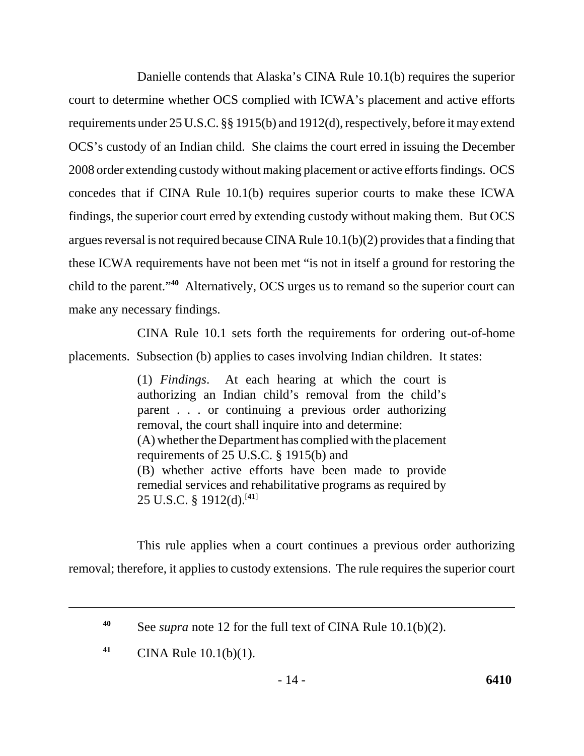Danielle contends that Alaska's CINA Rule 10.1(b) requires the superior court to determine whether OCS complied with ICWA's placement and active efforts requirements under 25 U.S.C. §§ 1915(b) and 1912(d), respectively, before it may extend OCS's custody of an Indian child. She claims the court erred in issuing the December 2008 order extending custody without making placement or active efforts findings. OCS concedes that if CINA Rule 10.1(b) requires superior courts to make these ICWA findings, the superior court erred by extending custody without making them. But OCS argues reversal is not required because CINA Rule 10.1(b)(2) provides that a finding that these ICWA requirements have not been met "is not in itself a ground for restoring the child to the parent."[40] Alternatively, OCS urges us to remand so the superior court can make any necessary findings.

CINA Rule 10.1 sets forth the requirements for ordering out-of-home placements. Subsection (b) applies to cases involving Indian children. It states:

> (1) *Findings*. At each hearing at which the court is authorizing an Indian child's removal from the child's parent . . . or continuing a previous order authorizing removal, the court shall inquire into and determine:
> (A) whether the Department has complied with the placement requirements of 25 U.S.C. § 1915(b) and
> (B) whether active efforts have been made to provide remedial services and rehabilitative programs as required by 25 U.S.C. § 1912(d).[41]

This rule applies when a court continues a previous order authorizing removal; therefore, it applies to custody extensions. The rule requires the superior court

---

[40] See *supra* note 12 for the full text of CINA Rule 10.1(b)(2).

[41] CINA Rule 10.1(b)(1).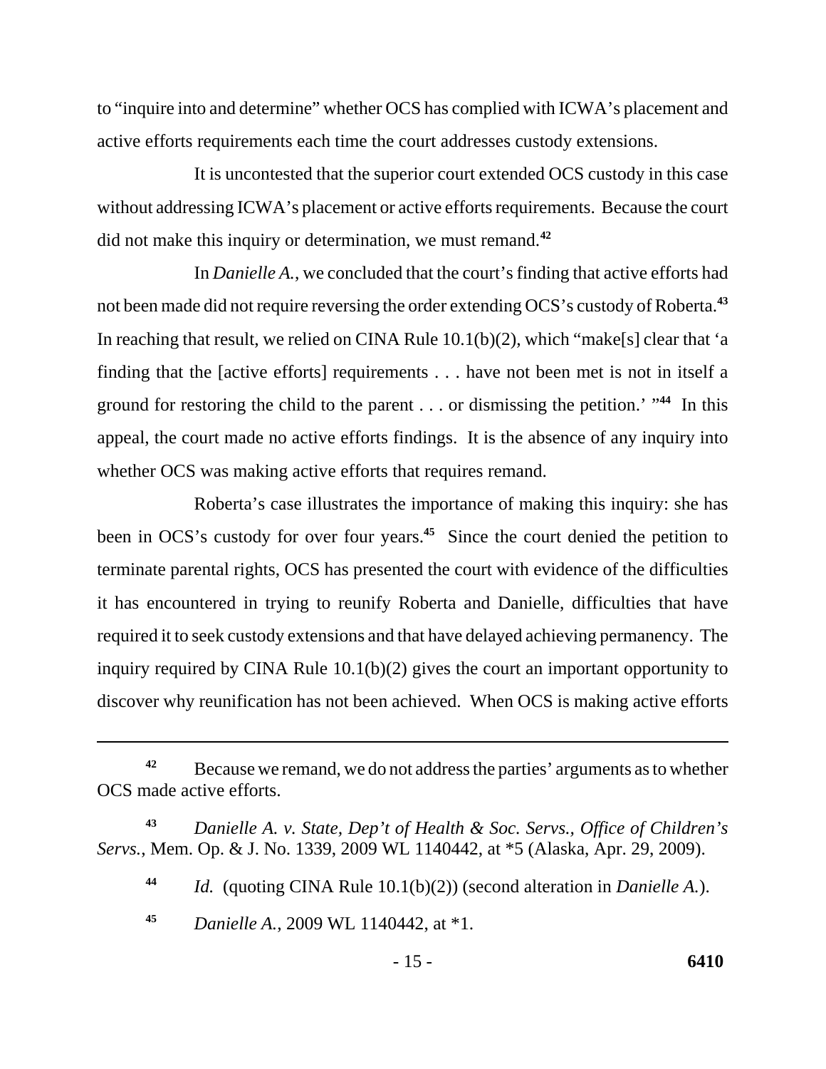to "inquire into and determine" whether OCS has complied with ICWA's placement and active efforts requirements each time the court addresses custody extensions.

It is uncontested that the superior court extended OCS custody in this case without addressing ICWA's placement or active efforts requirements. Because the court did not make this inquiry or determination, we must remand.[42]

In *Danielle A.*, we concluded that the court's finding that active efforts had not been made did not require reversing the order extending OCS's custody of Roberta.[43] In reaching that result, we relied on CINA Rule 10.1(b)(2), which "make[s] clear that 'a finding that the [active efforts] requirements . . . have not been met is not in itself a ground for restoring the child to the parent . . . or dismissing the petition.' "[44] In this appeal, the court made no active efforts findings. It is the absence of any inquiry into whether OCS was making active efforts that requires remand.

Roberta's case illustrates the importance of making this inquiry: she has been in OCS's custody for over four years.[45] Since the court denied the petition to terminate parental rights, OCS has presented the court with evidence of the difficulties it has encountered in trying to reunify Roberta and Danielle, difficulties that have required it to seek custody extensions and that have delayed achieving permanency. The inquiry required by CINA Rule 10.1(b)(2) gives the court an important opportunity to discover why reunification has not been achieved. When OCS is making active efforts

---

[42] Because we remand, we do not address the parties' arguments as to whether OCS made active efforts.

[43] *Danielle A. v. State, Dep't of Health & Soc. Servs., Office of Children's Servs.*, Mem. Op. & J. No. 1339, 2009 WL 1140442, at *5 (Alaska, Apr. 29, 2009).

[44] *Id.* (quoting CINA Rule 10.1(b)(2)) (second alteration in *Danielle A.*).

[45] *Danielle A.*, 2009 WL 1140442, at *1.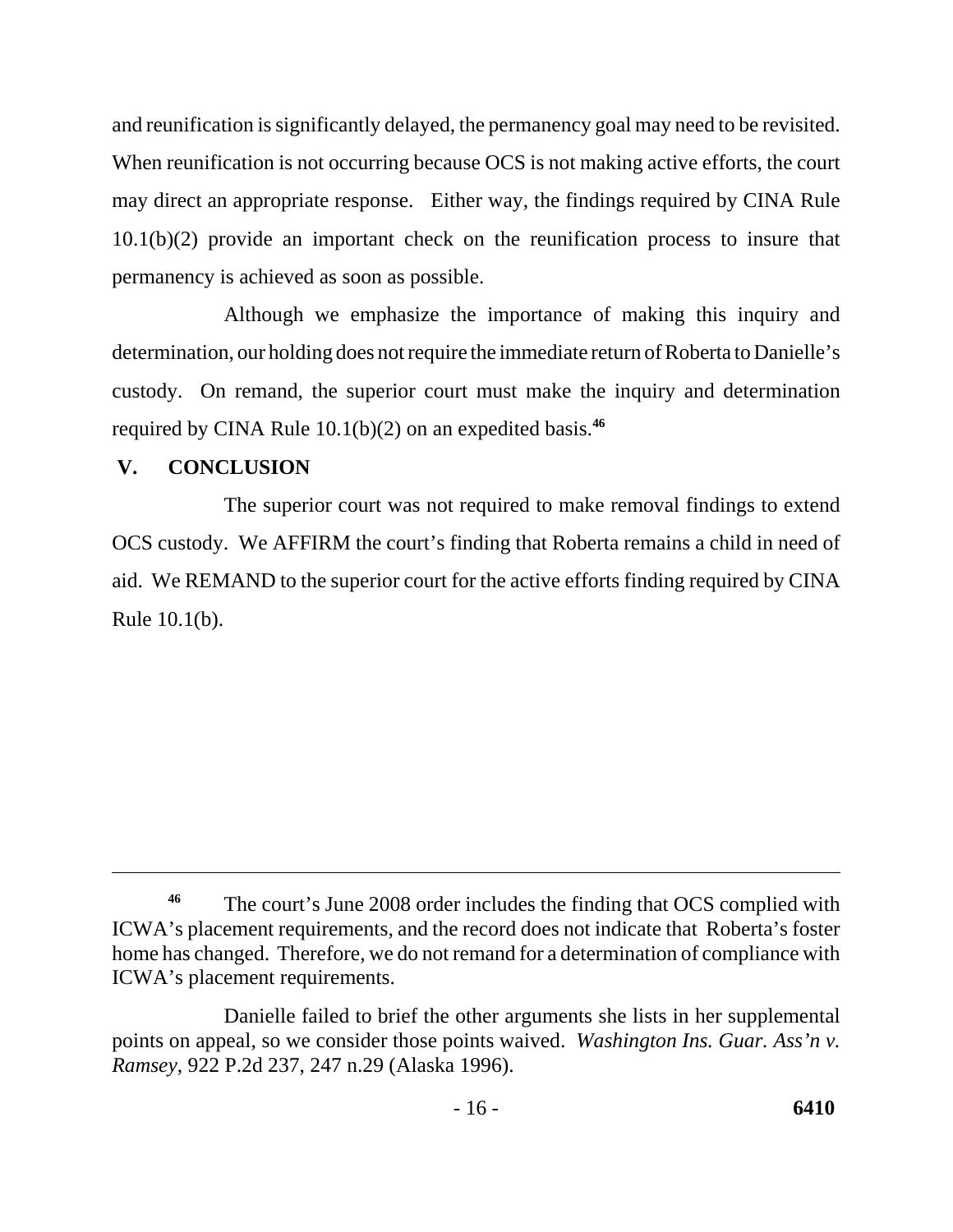and reunification is significantly delayed, the permanency goal may need to be revisited. When reunification is not occurring because OCS is not making active efforts, the court may direct an appropriate response. Either way, the findings required by CINA Rule 10.1(b)(2) provide an important check on the reunification process to insure that permanency is achieved as soon as possible.

Although we emphasize the importance of making this inquiry and determination, our holding does not require the immediate return of Roberta to Danielle's custody. On remand, the superior court must make the inquiry and determination required by CINA Rule 10.1(b)(2) on an expedited basis.[46]

## V. CONCLUSION

The superior court was not required to make removal findings to extend OCS custody. We AFFIRM the court's finding that Roberta remains a child in need of aid. We REMAND to the superior court for the active efforts finding required by CINA Rule 10.1(b).

---

[46] The court's June 2008 order includes the finding that OCS complied with ICWA's placement requirements, and the record does not indicate that Roberta's foster home has changed. Therefore, we do not remand for a determination of compliance with ICWA's placement requirements.

Danielle failed to brief the other arguments she lists in her supplemental points on appeal, so we consider those points waived. *Washington Ins. Guar. Ass'n v. Ramsey*, 922 P.2d 237, 247 n.29 (Alaska 1996).

6410